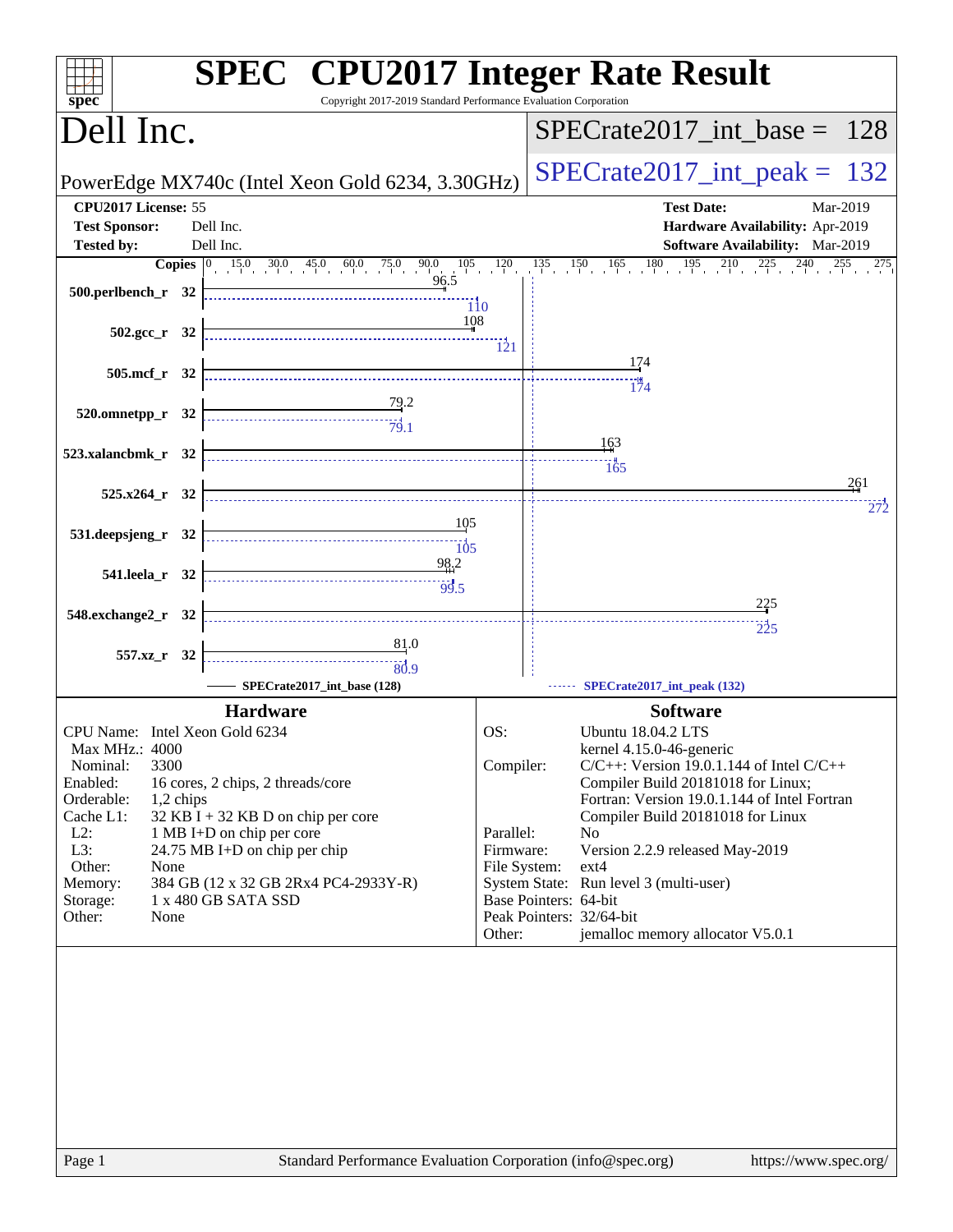# SPEC CPU2017 Integer Rate Result

Copyright 2017-2019 Standard Performance Evaluation Corporation

## Dell Inc.

PowerEdge MX740c (Intel Xeon Gold 6234, 3.30GHz)

SPECrate2017_int_base = 128

SPECrate2017_int_peak = 132

**CPU2017 License:** 55
**Test Sponsor:** Dell Inc.
**Tested by:** Dell Inc.

**Test Date:** Mar-2019
**Hardware Availability:** Apr-2019
**Software Availability:** Mar-2019

| Benchmark | Copies | Base | Peak |
|---|---|---|---|
| 500.perlbench_r | 32 | 96.5 | 110 |
| 502.gcc_r | 32 | 108 | 121 |
| 505.mcf_r | 32 | 174 | 174 |
| 520.omnetpp_r | 32 | 79.2 | 79.1 |
| 523.xalancbmk_r | 32 | 163 | 165 |
| 525.x264_r | 32 | 261 | 272 |
| 531.deepsjeng_r | 32 | 105 | 105 |
| 541.leela_r | 32 | 98.2 | 99.5 |
| 548.exchange2_r | 32 | 225 | 225 |
| 557.xz_r | 32 | 81.0 | 80.9 |

SPECrate2017_int_base (128) — SPECrate2017_int_peak (132)

### Hardware

| | |
|---|---|
| CPU Name: | Intel Xeon Gold 6234 |
| Max MHz.: | 4000 |
| Nominal: | 3300 |
| Enabled: | 16 cores, 2 chips, 2 threads/core |
| Orderable: | 1,2 chips |
| Cache L1: | 32 KB I + 32 KB D on chip per core |
| L2: | 1 MB I+D on chip per core |
| L3: | 24.75 MB I+D on chip per chip |
| Other: | None |
| Memory: | 384 GB (12 x 32 GB 2Rx4 PC4-2933Y-R) |
| Storage: | 1 x 480 GB SATA SSD |
| Other: | None |

### Software

| | |
|---|---|
| OS: | Ubuntu 18.04.2 LTS kernel 4.15.0-46-generic |
| Compiler: | C/C++: Version 19.0.1.144 of Intel C/C++ Compiler Build 20181018 for Linux; Fortran: Version 19.0.1.144 of Intel Fortran Compiler Build 20181018 for Linux |
| Parallel: | No |
| Firmware: | Version 2.2.9 released May-2019 |
| File System: | ext4 |
| System State: | Run level 3 (multi-user) |
| Base Pointers: | 64-bit |
| Peak Pointers: | 32/64-bit |
| Other: | jemalloc memory allocator V5.0.1 |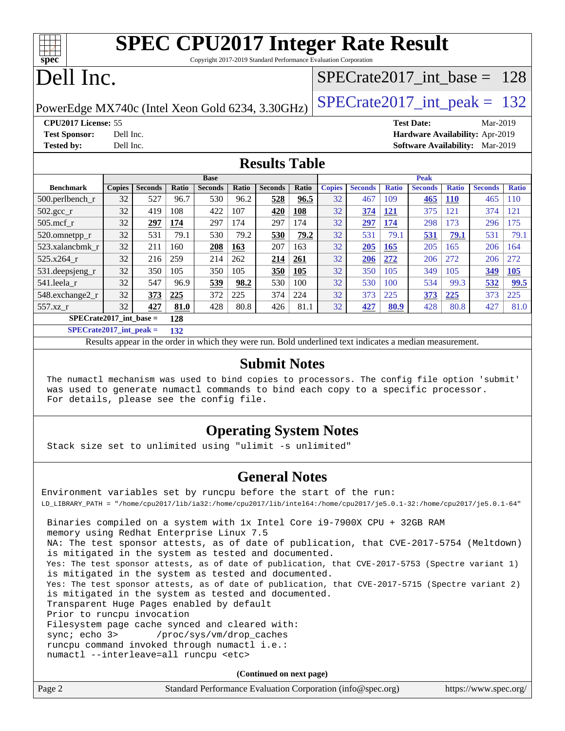# SPEC CPU2017 Integer Rate Result

Copyright 2017-2019 Standard Performance Evaluation Corporation

# Dell Inc.

PowerEdge MX740c (Intel Xeon Gold 6234, 3.30GHz)

SPECrate2017_int_base = 128

SPECrate2017_int_peak = 132

**CPU2017 License:** 55
**Test Sponsor:** Dell Inc.
**Tested by:** Dell Inc.

**Test Date:** Mar-2019
**Hardware Availability:** Apr-2019
**Software Availability:** Mar-2019

## Results Table

| | Base | | | | | | | Peak | | | | | | |
|---|---|---|---|---|---|---|---|---|---|---|---|---|---|---|
| **Benchmark** | **Copies** | **Seconds** | **Ratio** | **Seconds** | **Ratio** | **Seconds** | **Ratio** | **Copies** | **Seconds** | **Ratio** | **Seconds** | **Ratio** | **Seconds** | **Ratio** |
| 500.perlbench_r | 32 | 527 | 96.7 | 530 | 96.2 | **528** | **96.5** | 32 | 467 | 109 | **465** | **110** | 465 | 110 |
| 502.gcc_r | 32 | 419 | 108 | 422 | 107 | **420** | **108** | 32 | **374** | **121** | 375 | 121 | 374 | 121 |
| 505.mcf_r | 32 | **297** | **174** | 297 | 174 | 297 | 174 | 32 | **297** | **174** | 298 | 173 | 296 | 175 |
| 520.omnetpp_r | 32 | 531 | 79.1 | 530 | 79.2 | **530** | **79.2** | 32 | 531 | 79.1 | **531** | **79.1** | 531 | 79.1 |
| 523.xalancbmk_r | 32 | 211 | 160 | **208** | **163** | 207 | 163 | 32 | **205** | **165** | 205 | 165 | 206 | 164 |
| 525.x264_r | 32 | 216 | 259 | 214 | 262 | **214** | **261** | 32 | **206** | **272** | 206 | 272 | 206 | 272 |
| 531.deepsjeng_r | 32 | 350 | 105 | 350 | 105 | **350** | **105** | 32 | 350 | 105 | 349 | 105 | **349** | **105** |
| 541.leela_r | 32 | 547 | 96.9 | **539** | **98.2** | 530 | 100 | 32 | 530 | 100 | 534 | 99.3 | **532** | **99.5** |
| 548.exchange2_r | 32 | **373** | **225** | 372 | 225 | 374 | 224 | 32 | 373 | 225 | **373** | **225** | 373 | 225 |
| 557.xz_r | 32 | **427** | **81.0** | 428 | 80.8 | 426 | 81.1 | 32 | **427** | **80.9** | 428 | 80.8 | 427 | 81.0 |

**SPECrate2017_int_base = 128**

**SPECrate2017_int_peak = 132**

Results appear in the order in which they were run. Bold underlined text indicates a median measurement.

## Submit Notes

```
The numactl mechanism was used to bind copies to processors. The config file option 'submit'
was used to generate numactl commands to bind each copy to a specific processor.
For details, please see the config file.
```

## Operating System Notes

```
Stack size set to unlimited using "ulimit -s unlimited"
```

## General Notes

```
Environment variables set by runcpu before the start of the run:
LD_LIBRARY_PATH = "/home/cpu2017/lib/ia32:/home/cpu2017/lib/intel64:/home/cpu2017/je5.0.1-32:/home/cpu2017/je5.0.1-64"

 Binaries compiled on a system with 1x Intel Core i9-7900X CPU + 32GB RAM
 memory using Redhat Enterprise Linux 7.5
 NA: The test sponsor attests, as of date of publication, that CVE-2017-5754 (Meltdown)
 is mitigated in the system as tested and documented.
 Yes: The test sponsor attests, as of date of publication, that CVE-2017-5753 (Spectre variant 1)
 is mitigated in the system as tested and documented.
 Yes: The test sponsor attests, as of date of publication, that CVE-2017-5715 (Spectre variant 2)
 is mitigated in the system as tested and documented.
 Transparent Huge Pages enabled by default
 Prior to runcpu invocation
 Filesystem page cache synced and cleared with:
 sync; echo 3>       /proc/sys/vm/drop_caches
 runcpu command invoked through numactl i.e.:
 numactl --interleave=all runcpu <etc>
```

**(Continued on next page)**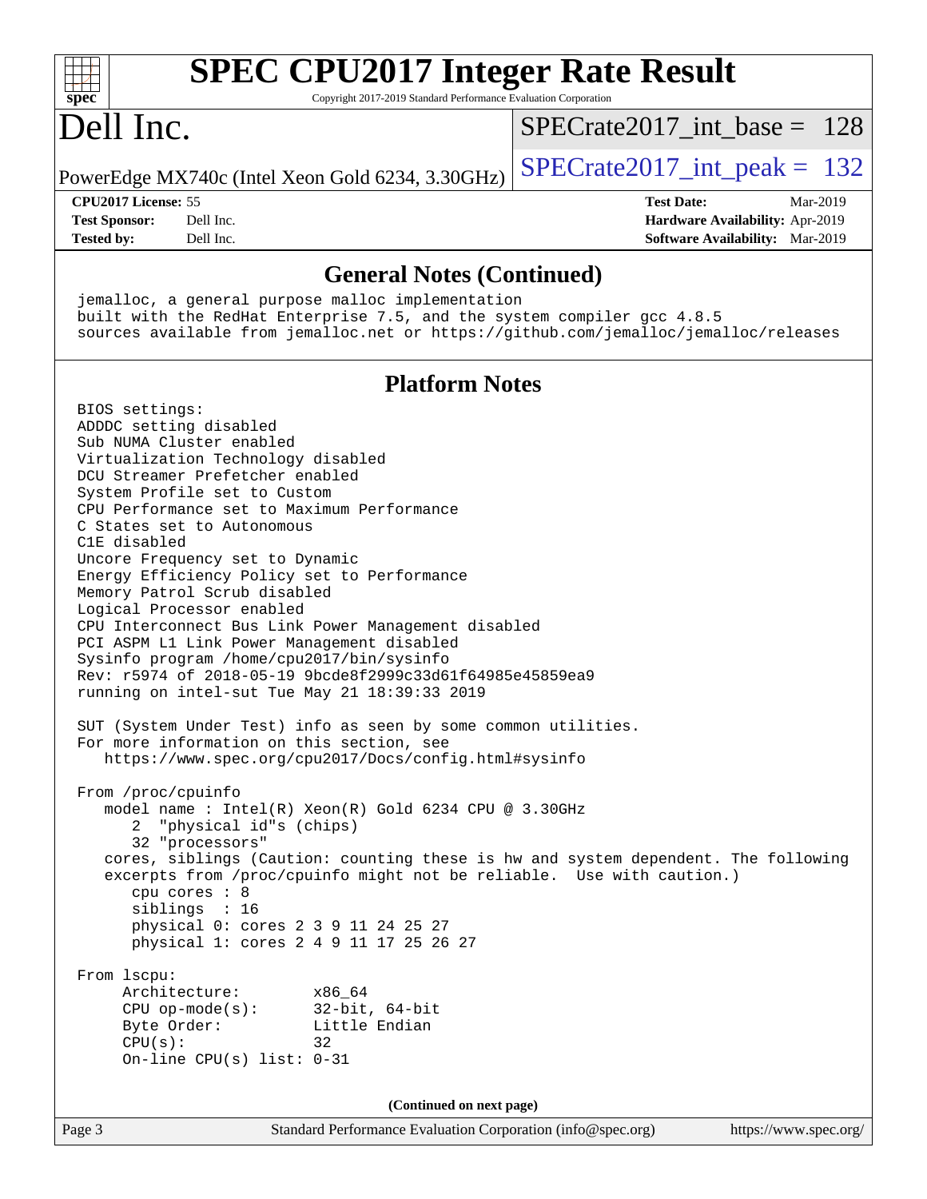# SPEC CPU2017 Integer Rate Result

Copyright 2017-2019 Standard Performance Evaluation Corporation

# Dell Inc.

PowerEdge MX740c (Intel Xeon Gold 6234, 3.30GHz)

SPECrate2017_int_base = 128

SPECrate2017_int_peak = 132

**CPU2017 License:** 55
**Test Sponsor:** Dell Inc.
**Tested by:** Dell Inc.

**Test Date:** Mar-2019
**Hardware Availability:** Apr-2019
**Software Availability:** Mar-2019

## General Notes (Continued)

```
jemalloc, a general purpose malloc implementation
built with the RedHat Enterprise 7.5, and the system compiler gcc 4.8.5
sources available from jemalloc.net or https://github.com/jemalloc/jemalloc/releases
```

## Platform Notes

```
BIOS settings:
ADDDC setting disabled
Sub NUMA Cluster enabled
Virtualization Technology disabled
DCU Streamer Prefetcher enabled
System Profile set to Custom
CPU Performance set to Maximum Performance
C States set to Autonomous
C1E disabled
Uncore Frequency set to Dynamic
Energy Efficiency Policy set to Performance
Memory Patrol Scrub disabled
Logical Processor enabled
CPU Interconnect Bus Link Power Management disabled
PCI ASPM L1 Link Power Management disabled
Sysinfo program /home/cpu2017/bin/sysinfo
Rev: r5974 of 2018-05-19 9bcde8f2999c33d61f64985e45859ea9
running on intel-sut Tue May 21 18:39:33 2019

SUT (System Under Test) info as seen by some common utilities.
For more information on this section, see
   https://www.spec.org/cpu2017/Docs/config.html#sysinfo

From /proc/cpuinfo
   model name : Intel(R) Xeon(R) Gold 6234 CPU @ 3.30GHz
      2  "physical id"s (chips)
      32 "processors"
   cores, siblings (Caution: counting these is hw and system dependent. The following
   excerpts from /proc/cpuinfo might not be reliable.  Use with caution.)
      cpu cores : 8
      siblings  : 16
      physical 0: cores 2 3 9 11 24 25 27
      physical 1: cores 2 4 9 11 17 25 26 27

From lscpu:
     Architecture:          x86_64
     CPU op-mode(s):        32-bit, 64-bit
     Byte Order:            Little Endian
     CPU(s):                32
     On-line CPU(s) list: 0-31
```

(Continued on next page)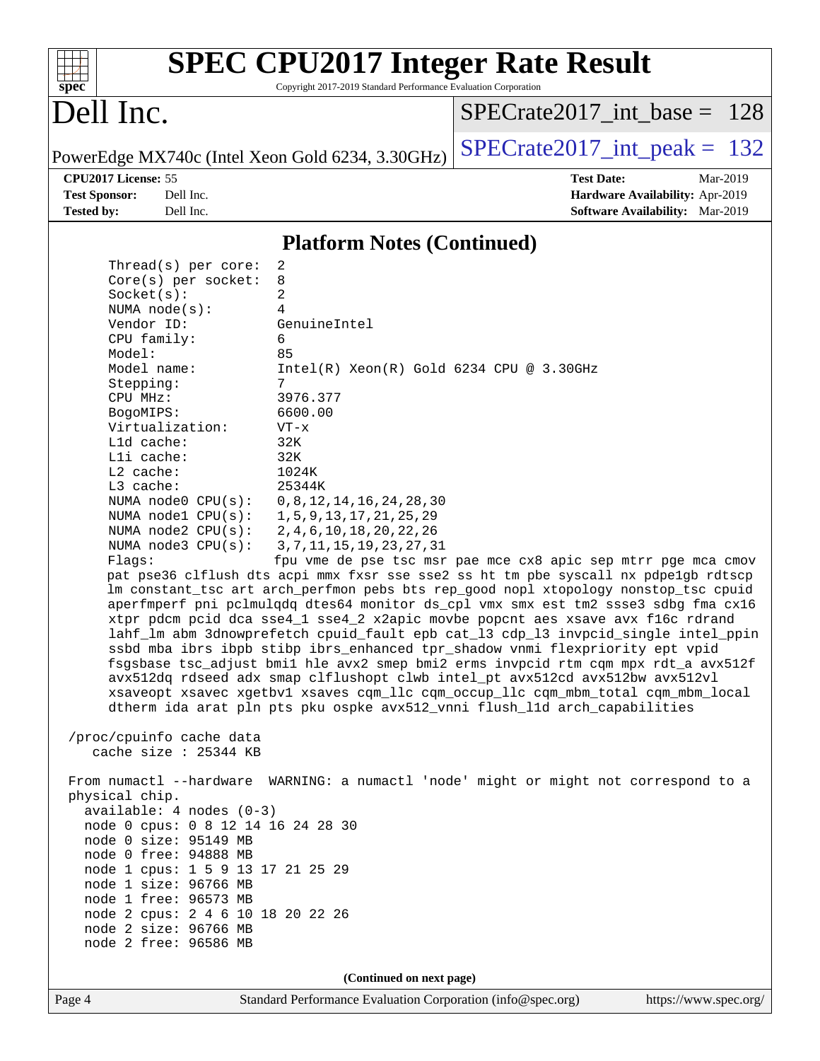# SPEC CPU2017 Integer Rate Result

Copyright 2017-2019 Standard Performance Evaluation Corporation

# Dell Inc.

PowerEdge MX740c (Intel Xeon Gold 6234, 3.30GHz)

SPECrate2017_int_base = 128

SPECrate2017_int_peak = 132

**CPU2017 License:** 55
**Test Sponsor:** Dell Inc.
**Tested by:** Dell Inc.

**Test Date:** Mar-2019
**Hardware Availability:** Apr-2019
**Software Availability:** Mar-2019

## Platform Notes (Continued)

```
     Thread(s) per core:  2
     Core(s) per socket:  8
     Socket(s):           2
     NUMA node(s):        4
     Vendor ID:           GenuineIntel
     CPU family:          6
     Model:               85
     Model name:          Intel(R) Xeon(R) Gold 6234 CPU @ 3.30GHz
     Stepping:            7
     CPU MHz:             3976.377
     BogoMIPS:            6600.00
     Virtualization:      VT-x
     L1d cache:           32K
     L1i cache:           32K
     L2 cache:            1024K
     L3 cache:            25344K
     NUMA node0 CPU(s):   0,8,12,14,16,24,28,30
     NUMA node1 CPU(s):   1,5,9,13,17,21,25,29
     NUMA node2 CPU(s):   2,4,6,10,18,20,22,26
     NUMA node3 CPU(s):   3,7,11,15,19,23,27,31
     Flags:               fpu vme de pse tsc msr pae mce cx8 apic sep mtrr pge mca cmov
     pat pse36 clflush dts acpi mmx fxsr sse sse2 ss ht tm pbe syscall nx pdpe1gb rdtscp
     lm constant_tsc art arch_perfmon pebs bts rep_good nopl xtopology nonstop_tsc cpuid
     aperfmperf pni pclmulqdq dtes64 monitor ds_cpl vmx smx est tm2 ssse3 sdbg fma cx16
     xtpr pdcm pcid dca sse4_1 sse4_2 x2apic movbe popcnt aes xsave avx f16c rdrand
     lahf_lm abm 3dnowprefetch cpuid_fault epb cat_l3 cdp_l3 invpcid_single intel_ppin
     ssbd mba ibrs ibpb stibp ibrs_enhanced tpr_shadow vnmi flexpriority ept vpid
     fsgsbase tsc_adjust bmi1 hle avx2 smep bmi2 erms invpcid rtm cqm mpx rdt_a avx512f
     avx512dq rdseed adx smap clflushopt clwb intel_pt avx512cd avx512bw avx512vl
     xsaveopt xsavec xgetbv1 xsaves cqm_llc cqm_occup_llc cqm_mbm_total cqm_mbm_local
     dtherm ida arat pln pts pku ospke avx512_vnni flush_l1d arch_capabilities

 /proc/cpuinfo cache data
    cache size : 25344 KB

 From numactl --hardware  WARNING: a numactl 'node' might or might not correspond to a
 physical chip.
   available: 4 nodes (0-3)
   node 0 cpus: 0 8 12 14 16 24 28 30
   node 0 size: 95149 MB
   node 0 free: 94888 MB
   node 1 cpus: 1 5 9 13 17 21 25 29
   node 1 size: 96766 MB
   node 1 free: 96573 MB
   node 2 cpus: 2 4 6 10 18 20 22 26
   node 2 size: 96766 MB
   node 2 free: 96586 MB
```

(Continued on next page)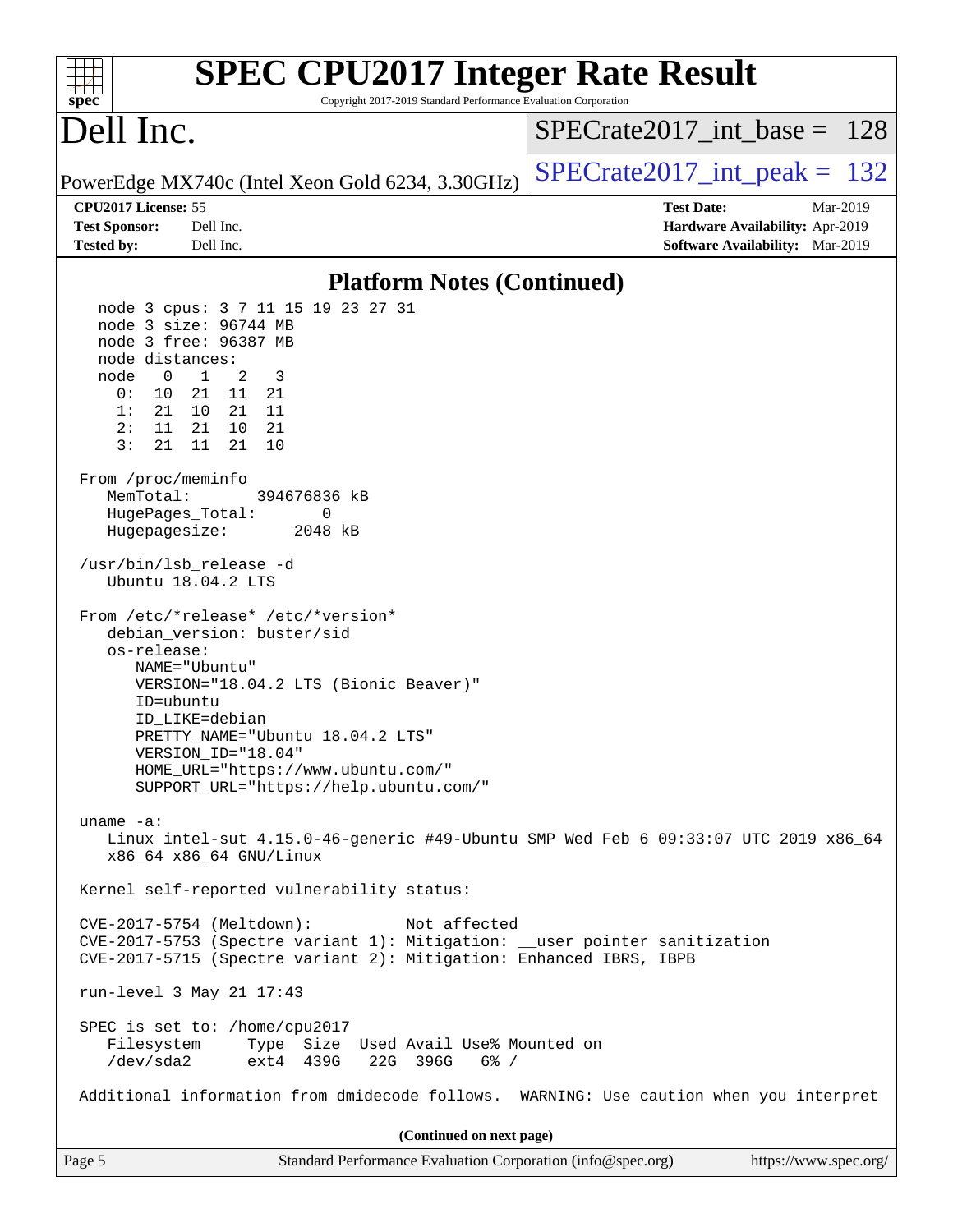# SPEC CPU2017 Integer Rate Result

Copyright 2017-2019 Standard Performance Evaluation Corporation

## Dell Inc.

PowerEdge MX740c (Intel Xeon Gold 6234, 3.30GHz)

SPECrate2017_int_base = 128

SPECrate2017_int_peak = 132

**CPU2017 License:** 55
**Test Sponsor:** Dell Inc.
**Tested by:** Dell Inc.

**Test Date:** Mar-2019
**Hardware Availability:** Apr-2019
**Software Availability:** Mar-2019

### Platform Notes (Continued)

```
   node 3 cpus: 3 7 11 15 19 23 27 31
   node 3 size: 96744 MB
   node 3 free: 96387 MB
   node distances:
   node   0   1   2   3
     0:  10  21  11  21
     1:  21  10  21  11
     2:  11  21  10  21
     3:  21  11  21  10

 From /proc/meminfo
    MemTotal:       394676836 kB
    HugePages_Total:       0
    Hugepagesize:       2048 kB

 /usr/bin/lsb_release -d
    Ubuntu 18.04.2 LTS

 From /etc/*release* /etc/*version*
    debian_version: buster/sid
    os-release:
       NAME="Ubuntu"
       VERSION="18.04.2 LTS (Bionic Beaver)"
       ID=ubuntu
       ID_LIKE=debian
       PRETTY_NAME="Ubuntu 18.04.2 LTS"
       VERSION_ID="18.04"
       HOME_URL="https://www.ubuntu.com/"
       SUPPORT_URL="https://help.ubuntu.com/"

 uname -a:
    Linux intel-sut 4.15.0-46-generic #49-Ubuntu SMP Wed Feb 6 09:33:07 UTC 2019 x86_64
    x86_64 x86_64 GNU/Linux

 Kernel self-reported vulnerability status:

 CVE-2017-5754 (Meltdown):          Not affected
 CVE-2017-5753 (Spectre variant 1): Mitigation: __user pointer sanitization
 CVE-2017-5715 (Spectre variant 2): Mitigation: Enhanced IBRS, IBPB

 run-level 3 May 21 17:43

 SPEC is set to: /home/cpu2017
    Filesystem     Type  Size  Used Avail Use% Mounted on
    /dev/sda2      ext4  439G   22G  396G   6% /

 Additional information from dmidecode follows.  WARNING: Use caution when you interpret
```

(Continued on next page)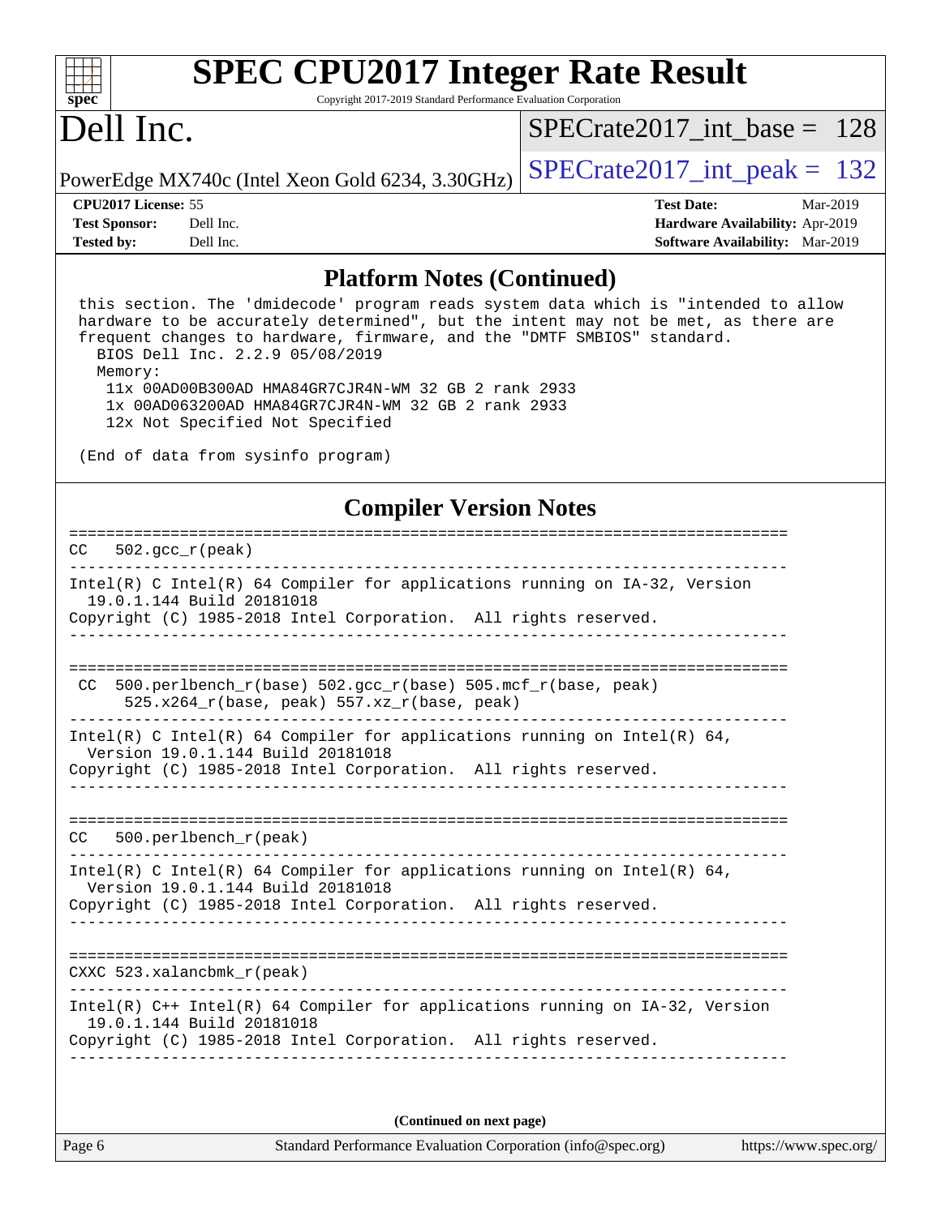## Platform Notes (Continued)

```
this section. The 'dmidecode' program reads system data which is "intended to allow
hardware to be accurately determined", but the intent may not be met, as there are
frequent changes to hardware, firmware, and the "DMTF SMBIOS" standard.
  BIOS Dell Inc. 2.2.9 05/08/2019
  Memory:
    11x 00AD00B300AD HMA84GR7CJR4N-WM 32 GB 2 rank 2933
    1x 00AD063200AD HMA84GR7CJR4N-WM 32 GB 2 rank 2933
    12x Not Specified Not Specified

(End of data from sysinfo program)
```

## Compiler Version Notes

```
==============================================================================
CC  502.gcc_r(peak)
------------------------------------------------------------------------------
Intel(R) C Intel(R) 64 Compiler for applications running on IA-32, Version
  19.0.1.144 Build 20181018
Copyright (C) 1985-2018 Intel Corporation.  All rights reserved.
------------------------------------------------------------------------------

==============================================================================
 CC  500.perlbench_r(base) 502.gcc_r(base) 505.mcf_r(base, peak)
      525.x264_r(base, peak) 557.xz_r(base, peak)
------------------------------------------------------------------------------
Intel(R) C Intel(R) 64 Compiler for applications running on Intel(R) 64,
  Version 19.0.1.144 Build 20181018
Copyright (C) 1985-2018 Intel Corporation.  All rights reserved.
------------------------------------------------------------------------------

==============================================================================
CC  500.perlbench_r(peak)
------------------------------------------------------------------------------
Intel(R) C Intel(R) 64 Compiler for applications running on Intel(R) 64,
  Version 19.0.1.144 Build 20181018
Copyright (C) 1985-2018 Intel Corporation.  All rights reserved.
------------------------------------------------------------------------------

==============================================================================
CXXC 523.xalancbmk_r(peak)
------------------------------------------------------------------------------
Intel(R) C++ Intel(R) 64 Compiler for applications running on IA-32, Version
  19.0.1.144 Build 20181018
Copyright (C) 1985-2018 Intel Corporation.  All rights reserved.
------------------------------------------------------------------------------
```

**(Continued on next page)**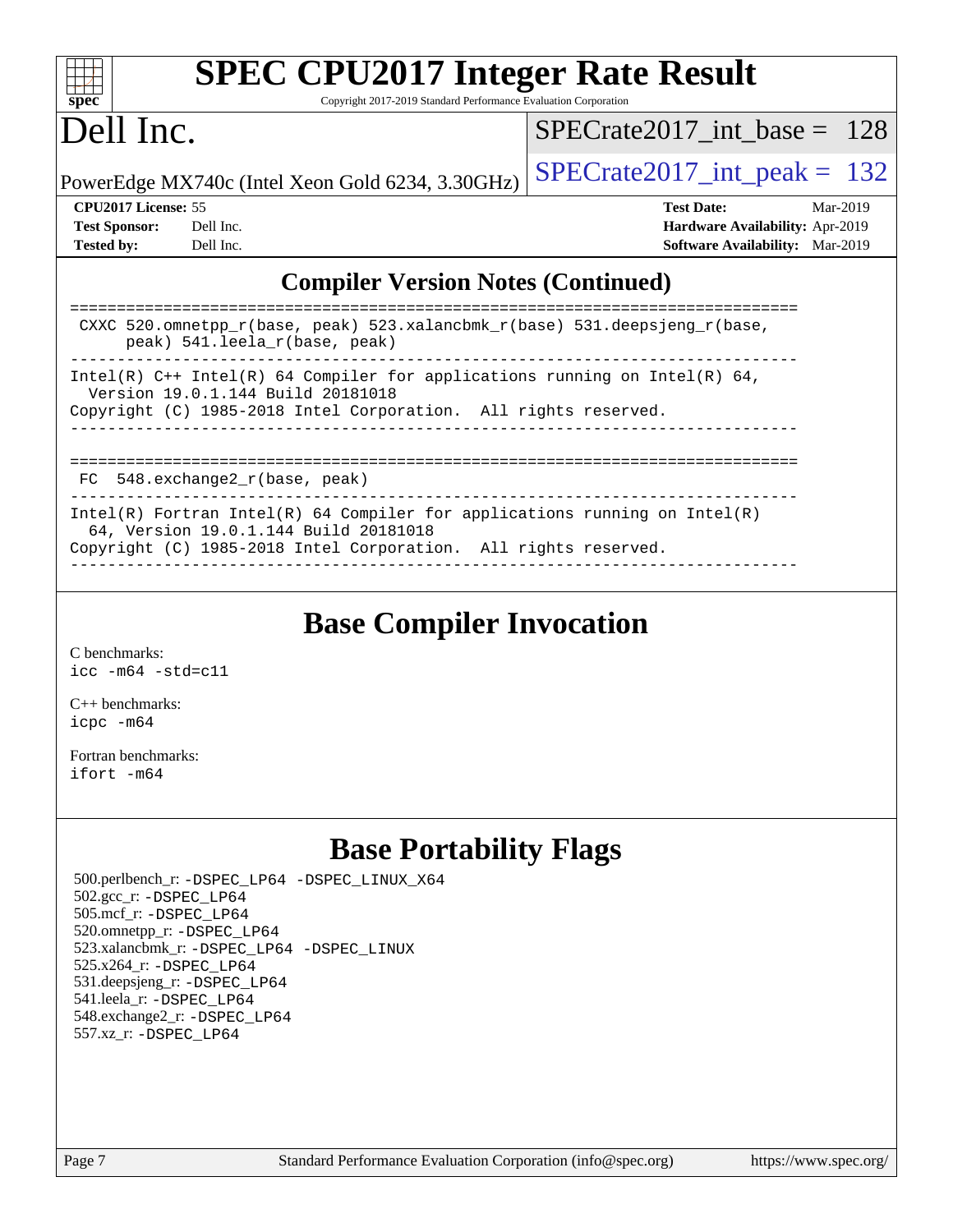## Compiler Version Notes (Continued)

```
==============================================================================
 CXXC 520.omnetpp_r(base, peak) 523.xalancbmk_r(base) 531.deepsjeng_r(base,
      peak) 541.leela_r(base, peak)
------------------------------------------------------------------------------
Intel(R) C++ Intel(R) 64 Compiler for applications running on Intel(R) 64,
  Version 19.0.1.144 Build 20181018
Copyright (C) 1985-2018 Intel Corporation.  All rights reserved.
------------------------------------------------------------------------------

==============================================================================
 FC  548.exchange2_r(base, peak)
------------------------------------------------------------------------------
Intel(R) Fortran Intel(R) 64 Compiler for applications running on Intel(R)
  64, Version 19.0.1.144 Build 20181018
Copyright (C) 1985-2018 Intel Corporation.  All rights reserved.
------------------------------------------------------------------------------
```

## Base Compiler Invocation

C benchmarks:
`icc -m64 -std=c11`

C++ benchmarks:
`icpc -m64`

Fortran benchmarks:
`ifort -m64`

## Base Portability Flags

500.perlbench_r: -DSPEC_LP64 -DSPEC_LINUX_X64
502.gcc_r: -DSPEC_LP64
505.mcf_r: -DSPEC_LP64
520.omnetpp_r: -DSPEC_LP64
523.xalancbmk_r: -DSPEC_LP64 -DSPEC_LINUX
525.x264_r: -DSPEC_LP64
531.deepsjeng_r: -DSPEC_LP64
541.leela_r: -DSPEC_LP64
548.exchange2_r: -DSPEC_LP64
557.xz_r: -DSPEC_LP64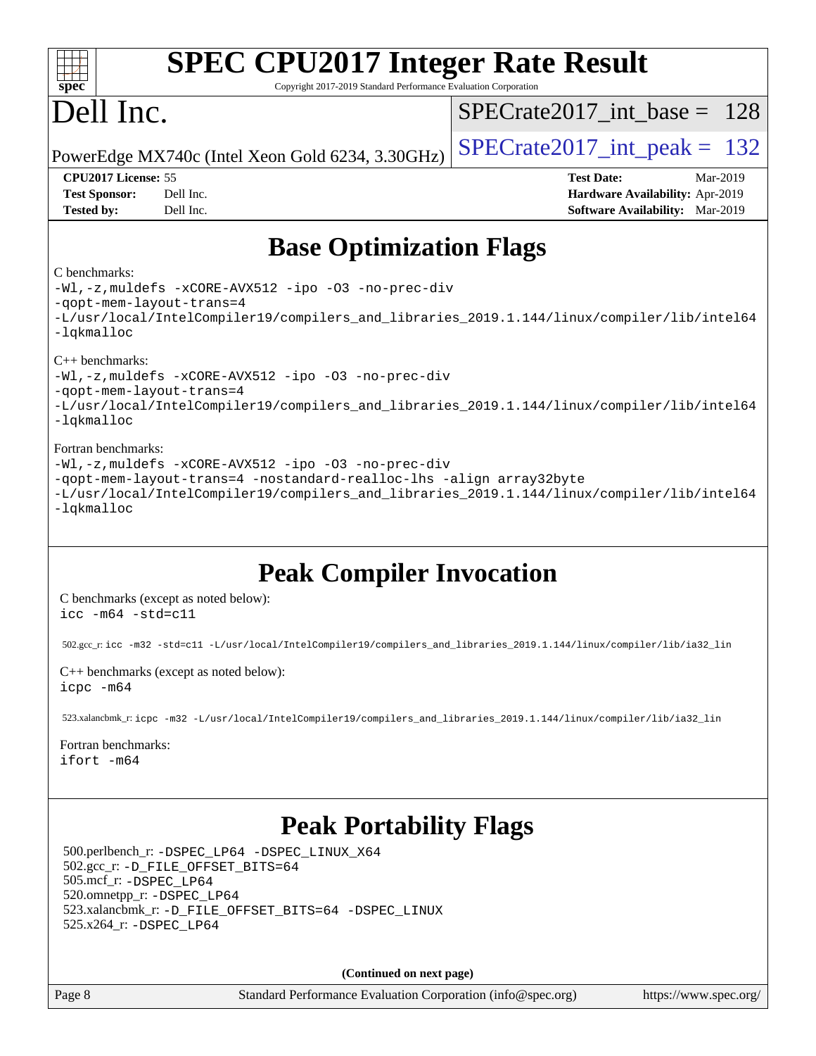# SPEC CPU2017 Integer Rate Result

Copyright 2017-2019 Standard Performance Evaluation Corporation

# Dell Inc.

PowerEdge MX740c (Intel Xeon Gold 6234, 3.30GHz)

SPECrate2017_int_base = 128

SPECrate2017_int_peak = 132

**CPU2017 License:** 55
**Test Sponsor:** Dell Inc.
**Tested by:** Dell Inc.

**Test Date:** Mar-2019
**Hardware Availability:** Apr-2019
**Software Availability:** Mar-2019

## Base Optimization Flags

C benchmarks:

```
-Wl,-z,muldefs -xCORE-AVX512 -ipo -O3 -no-prec-div
-qopt-mem-layout-trans=4
-L/usr/local/IntelCompiler19/compilers_and_libraries_2019.1.144/linux/compiler/lib/intel64
-lqkmalloc
```

C++ benchmarks:

```
-Wl,-z,muldefs -xCORE-AVX512 -ipo -O3 -no-prec-div
-qopt-mem-layout-trans=4
-L/usr/local/IntelCompiler19/compilers_and_libraries_2019.1.144/linux/compiler/lib/intel64
-lqkmalloc
```

Fortran benchmarks:

```
-Wl,-z,muldefs -xCORE-AVX512 -ipo -O3 -no-prec-div
-qopt-mem-layout-trans=4 -nostandard-realloc-lhs -align array32byte
-L/usr/local/IntelCompiler19/compilers_and_libraries_2019.1.144/linux/compiler/lib/intel64
-lqkmalloc
```

## Peak Compiler Invocation

C benchmarks (except as noted below):

```
icc -m64 -std=c11
```

502.gcc_r: `icc -m32 -std=c11 -L/usr/local/IntelCompiler19/compilers_and_libraries_2019.1.144/linux/compiler/lib/ia32_lin`

C++ benchmarks (except as noted below):

```
icpc -m64
```

523.xalancbmk_r: `icpc -m32 -L/usr/local/IntelCompiler19/compilers_and_libraries_2019.1.144/linux/compiler/lib/ia32_lin`

Fortran benchmarks:

```
ifort -m64
```

## Peak Portability Flags

500.perlbench_r: -DSPEC_LP64 -DSPEC_LINUX_X64
502.gcc_r: -D_FILE_OFFSET_BITS=64
505.mcf_r: -DSPEC_LP64
520.omnetpp_r: -DSPEC_LP64
523.xalancbmk_r: -D_FILE_OFFSET_BITS=64 -DSPEC_LINUX
525.x264_r: -DSPEC_LP64

**(Continued on next page)**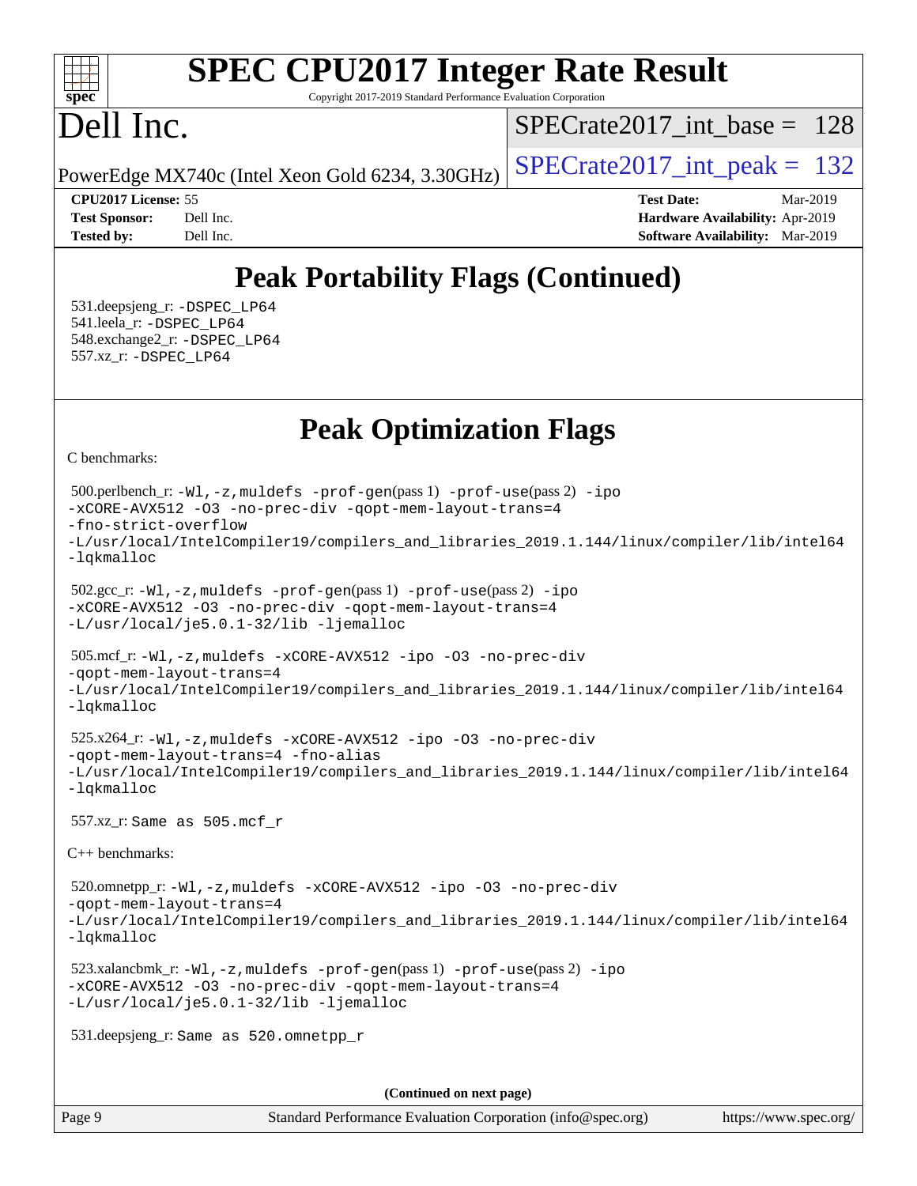# Peak Portability Flags (Continued)

531.deepsjeng_r: -DSPEC_LP64
541.leela_r: -DSPEC_LP64
548.exchange2_r: -DSPEC_LP64
557.xz_r: -DSPEC_LP64

# Peak Optimization Flags

C benchmarks:

500.perlbench_r: -Wl,-z,muldefs -prof-gen(pass 1) -prof-use(pass 2) -ipo -xCORE-AVX512 -O3 -no-prec-div -qopt-mem-layout-trans=4 -fno-strict-overflow -L/usr/local/IntelCompiler19/compilers_and_libraries_2019.1.144/linux/compiler/lib/intel64 -lqkmalloc

502.gcc_r: -Wl,-z,muldefs -prof-gen(pass 1) -prof-use(pass 2) -ipo -xCORE-AVX512 -O3 -no-prec-div -qopt-mem-layout-trans=4 -L/usr/local/je5.0.1-32/lib -ljemalloc

505.mcf_r: -Wl,-z,muldefs -xCORE-AVX512 -ipo -O3 -no-prec-div -qopt-mem-layout-trans=4 -L/usr/local/IntelCompiler19/compilers_and_libraries_2019.1.144/linux/compiler/lib/intel64 -lqkmalloc

525.x264_r: -Wl,-z,muldefs -xCORE-AVX512 -ipo -O3 -no-prec-div -qopt-mem-layout-trans=4 -fno-alias -L/usr/local/IntelCompiler19/compilers_and_libraries_2019.1.144/linux/compiler/lib/intel64 -lqkmalloc

557.xz_r: Same as 505.mcf_r

C++ benchmarks:

520.omnetpp_r: -Wl,-z,muldefs -xCORE-AVX512 -ipo -O3 -no-prec-div -qopt-mem-layout-trans=4 -L/usr/local/IntelCompiler19/compilers_and_libraries_2019.1.144/linux/compiler/lib/intel64 -lqkmalloc

523.xalancbmk_r: -Wl,-z,muldefs -prof-gen(pass 1) -prof-use(pass 2) -ipo -xCORE-AVX512 -O3 -no-prec-div -qopt-mem-layout-trans=4 -L/usr/local/je5.0.1-32/lib -ljemalloc

531.deepsjeng_r: Same as 520.omnetpp_r

**(Continued on next page)**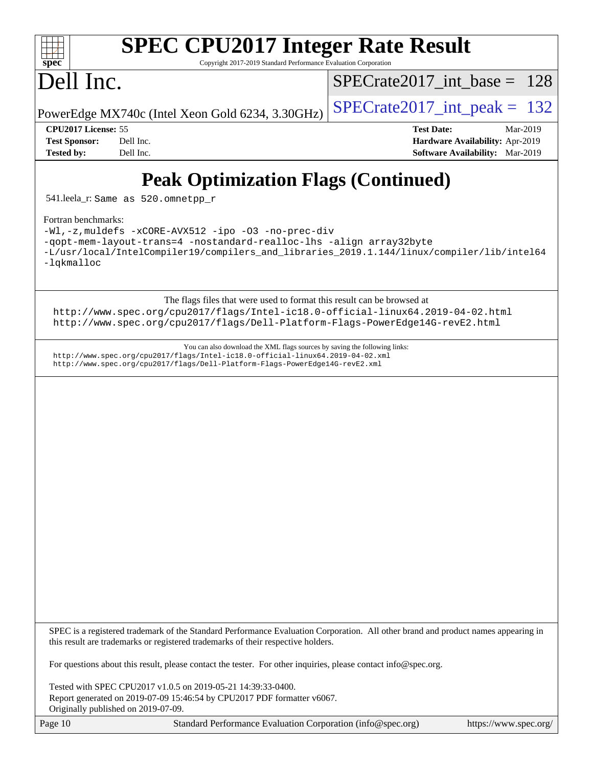# Peak Optimization Flags (Continued)

541.leela_r: Same as 520.omnetpp_r

Fortran benchmarks:

```
-Wl,-z,muldefs -xCORE-AVX512 -ipo -O3 -no-prec-div
-qopt-mem-layout-trans=4 -nostandard-realloc-lhs -align array32byte
-L/usr/local/IntelCompiler19/compilers_and_libraries_2019.1.144/linux/compiler/lib/intel64
-lqkmalloc
```

The flags files that were used to format this result can be browsed at

http://www.spec.org/cpu2017/flags/Intel-ic18.0-official-linux64.2019-04-02.html
http://www.spec.org/cpu2017/flags/Dell-Platform-Flags-PowerEdge14G-revE2.html

You can also download the XML flags sources by saving the following links:

http://www.spec.org/cpu2017/flags/Intel-ic18.0-official-linux64.2019-04-02.xml
http://www.spec.org/cpu2017/flags/Dell-Platform-Flags-PowerEdge14G-revE2.xml

SPEC is a registered trademark of the Standard Performance Evaluation Corporation. All other brand and product names appearing in this result are trademarks or registered trademarks of their respective holders.

For questions about this result, please contact the tester. For other inquiries, please contact info@spec.org.

Tested with SPEC CPU2017 v1.0.5 on 2019-05-21 14:39:33-0400.
Report generated on 2019-07-09 15:46:54 by CPU2017 PDF formatter v6067.
Originally published on 2019-07-09.